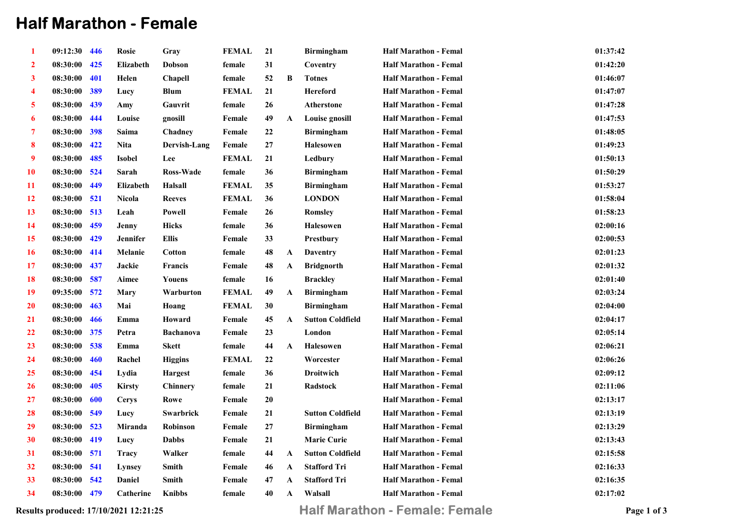# Half Marathon - Female

| | | | | | | | | | | |
|---|---|---|---|---|---|---|---|---|---|---|
| 1 | 09:12:30 | 446 | Rosie | Gray | FEMAL | 21 | | Birmingham | Half Marathon - Femal | 01:37:42 |
| 2 | 08:30:00 | 425 | Elizabeth | Dobson | female | 31 | | Coventry | Half Marathon - Femal | 01:42:20 |
| 3 | 08:30:00 | 401 | Helen | Chapell | female | 52 | B | Totnes | Half Marathon - Femal | 01:46:07 |
| 4 | 08:30:00 | 389 | Lucy | Blum | FEMAL | 21 | | Hereford | Half Marathon - Femal | 01:47:07 |
| 5 | 08:30:00 | 439 | Amy | Gauvrit | female | 26 | | Atherstone | Half Marathon - Femal | 01:47:28 |
| 6 | 08:30:00 | 444 | Louise | gnosill | Female | 49 | A | Louise gnosill | Half Marathon - Femal | 01:47:53 |
| 7 | 08:30:00 | 398 | Saima | Chadney | Female | 22 | | Birmingham | Half Marathon - Femal | 01:48:05 |
| 8 | 08:30:00 | 422 | Nita | Dervish-Lang | Female | 27 | | Halesowen | Half Marathon - Femal | 01:49:23 |
| 9 | 08:30:00 | 485 | Isobel | Lee | FEMAL | 21 | | Ledbury | Half Marathon - Femal | 01:50:13 |
| 10 | 08:30:00 | 524 | Sarah | Ross-Wade | female | 36 | | Birmingham | Half Marathon - Femal | 01:50:29 |
| 11 | 08:30:00 | 449 | Elizabeth | Halsall | FEMAL | 35 | | Birmingham | Half Marathon - Femal | 01:53:27 |
| 12 | 08:30:00 | 521 | Nicola | Reeves | FEMAL | 36 | | LONDON | Half Marathon - Femal | 01:58:04 |
| 13 | 08:30:00 | 513 | Leah | Powell | Female | 26 | | Romsley | Half Marathon - Femal | 01:58:23 |
| 14 | 08:30:00 | 459 | Jenny | Hicks | female | 36 | | Halesowen | Half Marathon - Femal | 02:00:16 |
| 15 | 08:30:00 | 429 | Jennifer | Ellis | Female | 33 | | Prestbury | Half Marathon - Femal | 02:00:53 |
| 16 | 08:30:00 | 414 | Melanie | Cotton | female | 48 | A | Daventry | Half Marathon - Femal | 02:01:23 |
| 17 | 08:30:00 | 437 | Jackie | Francis | Female | 48 | A | Bridgnorth | Half Marathon - Femal | 02:01:32 |
| 18 | 08:30:00 | 587 | Aimee | Youens | female | 16 | | Brackley | Half Marathon - Femal | 02:01:40 |
| 19 | 09:35:00 | 572 | Mary | Warburton | FEMAL | 49 | A | Birmingham | Half Marathon - Femal | 02:03:24 |
| 20 | 08:30:00 | 463 | Mai | Hoang | FEMAL | 30 | | Birmingham | Half Marathon - Femal | 02:04:00 |
| 21 | 08:30:00 | 466 | Emma | Howard | Female | 45 | A | Sutton Coldfield | Half Marathon - Femal | 02:04:17 |
| 22 | 08:30:00 | 375 | Petra | Bachanova | Female | 23 | | London | Half Marathon - Femal | 02:05:14 |
| 23 | 08:30:00 | 538 | Emma | Skett | female | 44 | A | Halesowen | Half Marathon - Femal | 02:06:21 |
| 24 | 08:30:00 | 460 | Rachel | Higgins | FEMAL | 22 | | Worcester | Half Marathon - Femal | 02:06:26 |
| 25 | 08:30:00 | 454 | Lydia | Hargest | female | 36 | | Droitwich | Half Marathon - Femal | 02:09:12 |
| 26 | 08:30:00 | 405 | Kirsty | Chinnery | female | 21 | | Radstock | Half Marathon - Femal | 02:11:06 |
| 27 | 08:30:00 | 600 | Cerys | Rowe | Female | 20 | | | Half Marathon - Femal | 02:13:17 |
| 28 | 08:30:00 | 549 | Lucy | Swarbrick | Female | 21 | | Sutton Coldfield | Half Marathon - Femal | 02:13:19 |
| 29 | 08:30:00 | 523 | Miranda | Robinson | Female | 27 | | Birmingham | Half Marathon - Femal | 02:13:29 |
| 30 | 08:30:00 | 419 | Lucy | Dabbs | Female | 21 | | Marie Curie | Half Marathon - Femal | 02:13:43 |
| 31 | 08:30:00 | 571 | Tracy | Walker | female | 44 | A | Sutton Coldfield | Half Marathon - Femal | 02:15:58 |
| 32 | 08:30:00 | 541 | Lynsey | Smith | Female | 46 | A | Stafford Tri | Half Marathon - Femal | 02:16:33 |
| 33 | 08:30:00 | 542 | Daniel | Smith | Female | 47 | A | Stafford Tri | Half Marathon - Femal | 02:16:35 |
| 34 | 08:30:00 | 479 | Catherine | Knibbs | female | 40 | A | Walsall | Half Marathon - Femal | 02:17:02 |

Results produced: 17/10/2021 12:21:25

Half Marathon - Female: Female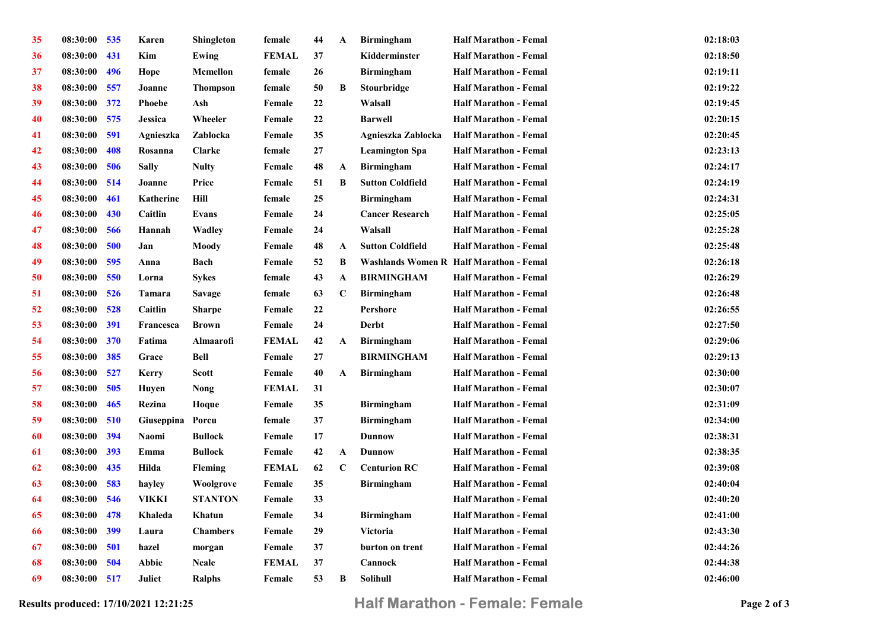| | | | | | | | | | | |
|---|---|---|---|---|---|---|---|---|---|---|
| 35 | 08:30:00 | 535 | Karen | Shingleton | female | 44 | A | Birmingham | Half Marathon - Femal | 02:18:03 |
| 36 | 08:30:00 | 431 | Kim | Ewing | FEMAL | 37 | | Kidderminster | Half Marathon - Femal | 02:18:50 |
| 37 | 08:30:00 | 496 | Hope | Mcmellon | female | 26 | | Birmingham | Half Marathon - Femal | 02:19:11 |
| 38 | 08:30:00 | 557 | Joanne | Thompson | female | 50 | B | Stourbridge | Half Marathon - Femal | 02:19:22 |
| 39 | 08:30:00 | 372 | Phoebe | Ash | Female | 22 | | Walsall | Half Marathon - Femal | 02:19:45 |
| 40 | 08:30:00 | 575 | Jessica | Wheeler | Female | 22 | | Barwell | Half Marathon - Femal | 02:20:15 |
| 41 | 08:30:00 | 591 | Agnieszka | Zablocka | Female | 35 | | Agnieszka Zablocka | Half Marathon - Femal | 02:20:45 |
| 42 | 08:30:00 | 408 | Rosanna | Clarke | female | 27 | | Leamington Spa | Half Marathon - Femal | 02:23:13 |
| 43 | 08:30:00 | 506 | Sally | Nulty | Female | 48 | A | Birmingham | Half Marathon - Femal | 02:24:17 |
| 44 | 08:30:00 | 514 | Joanne | Price | Female | 51 | B | Sutton Coldfield | Half Marathon - Femal | 02:24:19 |
| 45 | 08:30:00 | 461 | Katherine | Hill | female | 25 | | Birmingham | Half Marathon - Femal | 02:24:31 |
| 46 | 08:30:00 | 430 | Caitlin | Evans | Female | 24 | | Cancer Research | Half Marathon - Femal | 02:25:05 |
| 47 | 08:30:00 | 566 | Hannah | Wadley | Female | 24 | | Walsall | Half Marathon - Femal | 02:25:28 |
| 48 | 08:30:00 | 500 | Jan | Moody | Female | 48 | A | Sutton Coldfield | Half Marathon - Femal | 02:25:48 |
| 49 | 08:30:00 | 595 | Anna | Bach | Female | 52 | B | Washlands Women R | Half Marathon - Femal | 02:26:18 |
| 50 | 08:30:00 | 550 | Lorna | Sykes | female | 43 | A | BIRMINGHAM | Half Marathon - Femal | 02:26:29 |
| 51 | 08:30:00 | 526 | Tamara | Savage | female | 63 | C | Birmingham | Half Marathon - Femal | 02:26:48 |
| 52 | 08:30:00 | 528 | Caitlin | Sharpe | Female | 22 | | Pershore | Half Marathon - Femal | 02:26:55 |
| 53 | 08:30:00 | 391 | Francesca | Brown | Female | 24 | | Derbt | Half Marathon - Femal | 02:27:50 |
| 54 | 08:30:00 | 370 | Fatima | Almaarofi | FEMAL | 42 | A | Birmingham | Half Marathon - Femal | 02:29:06 |
| 55 | 08:30:00 | 385 | Grace | Bell | Female | 27 | | BIRMINGHAM | Half Marathon - Femal | 02:29:13 |
| 56 | 08:30:00 | 527 | Kerry | Scott | Female | 40 | A | Birmingham | Half Marathon - Femal | 02:30:00 |
| 57 | 08:30:00 | 505 | Huyen | Nong | FEMAL | 31 | | | Half Marathon - Femal | 02:30:07 |
| 58 | 08:30:00 | 465 | Rezina | Hoque | Female | 35 | | Birmingham | Half Marathon - Femal | 02:31:09 |
| 59 | 08:30:00 | 510 | Giuseppina | Porcu | female | 37 | | Birmingham | Half Marathon - Femal | 02:34:00 |
| 60 | 08:30:00 | 394 | Naomi | Bullock | Female | 17 | | Dunnow | Half Marathon - Femal | 02:38:31 |
| 61 | 08:30:00 | 393 | Emma | Bullock | Female | 42 | A | Dunnow | Half Marathon - Femal | 02:38:35 |
| 62 | 08:30:00 | 435 | Hilda | Fleming | FEMAL | 62 | C | Centurion RC | Half Marathon - Femal | 02:39:08 |
| 63 | 08:30:00 | 583 | hayley | Woolgrove | Female | 35 | | Birmingham | Half Marathon - Femal | 02:40:04 |
| 64 | 08:30:00 | 546 | VIKKI | STANTON | Female | 33 | | | Half Marathon - Femal | 02:40:20 |
| 65 | 08:30:00 | 478 | Khaleda | Khatun | Female | 34 | | Birmingham | Half Marathon - Femal | 02:41:00 |
| 66 | 08:30:00 | 399 | Laura | Chambers | Female | 29 | | Victoria | Half Marathon - Femal | 02:43:30 |
| 67 | 08:30:00 | 501 | hazel | morgan | Female | 37 | | burton on trent | Half Marathon - Femal | 02:44:26 |
| 68 | 08:30:00 | 504 | Abbie | Neale | FEMAL | 37 | | Cannock | Half Marathon - Femal | 02:44:38 |
| 69 | 08:30:00 | 517 | Juliet | Ralphs | Female | 53 | B | Solihull | Half Marathon - Femal | 02:46:00 |

Results produced: 17/10/2021 12:21:25

Half Marathon - Female: Female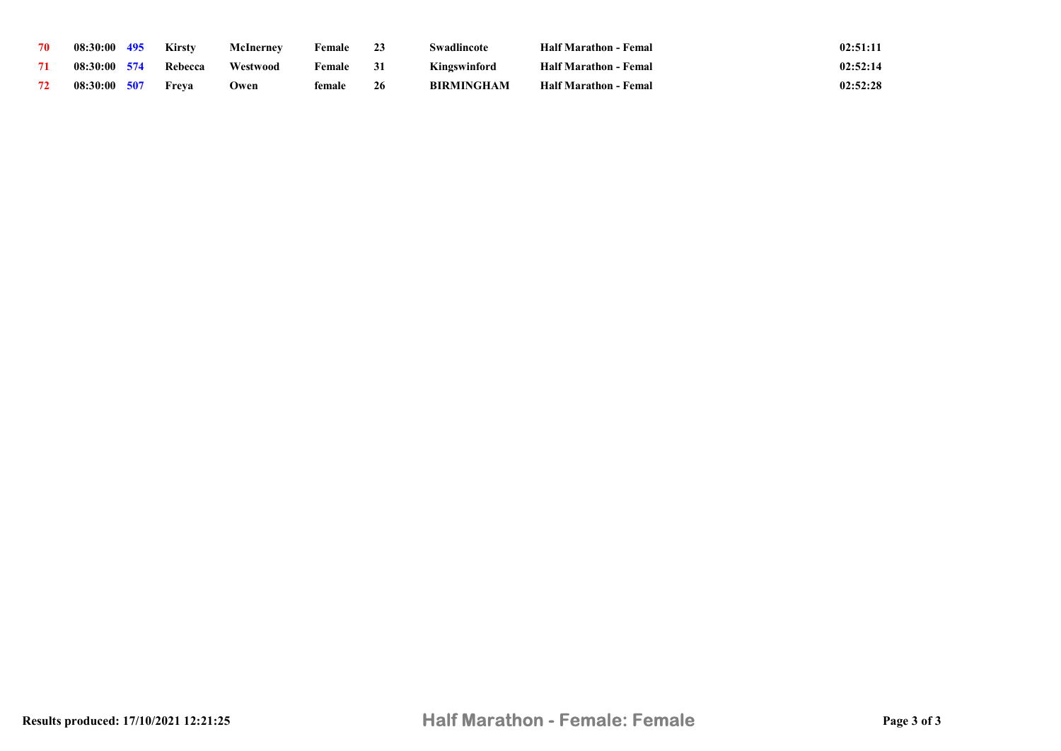| | | | | | | | | | |
|---|---|---|---|---|---|---|---|---|---|
| 70 | 08:30:00 | 495 | Kirsty | McInerney | Female | 23 | Swadlincote | Half Marathon - Femal | 02:51:11 |
| 71 | 08:30:00 | 574 | Rebecca | Westwood | Female | 31 | Kingswinford | Half Marathon - Femal | 02:52:14 |
| 72 | 08:30:00 | 507 | Freya | Owen | female | 26 | BIRMINGHAM | Half Marathon - Femal | 02:52:28 |

Results produced: 17/10/2021 12:21:25

Half Marathon - Female: Female